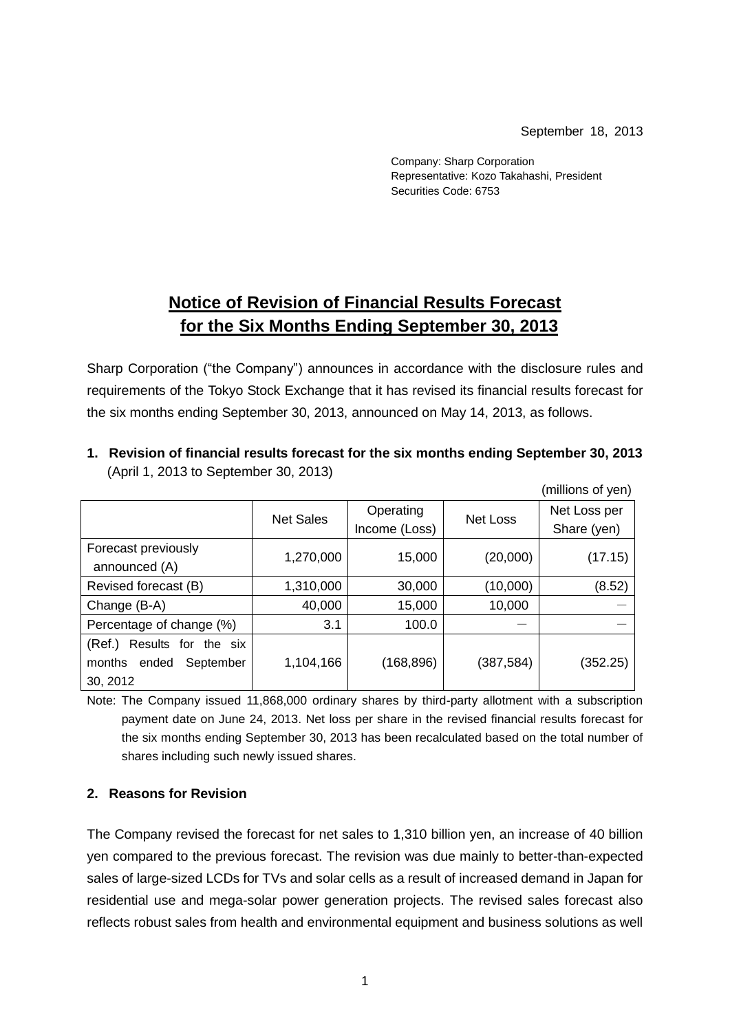September 18, 2013

Company: Sharp Corporation
Representative: Kozo Takahashi, President
Securities Code: 6753

# Notice of Revision of Financial Results Forecast for the Six Months Ending September 30, 2013

Sharp Corporation ("the Company") announces in accordance with the disclosure rules and requirements of the Tokyo Stock Exchange that it has revised its financial results forecast for the six months ending September 30, 2013, announced on May 14, 2013, as follows.

## 1. Revision of financial results forecast for the six months ending September 30, 2013
(April 1, 2013 to September 30, 2013)

(millions of yen)

| | Net Sales | Operating Income (Loss) | Net Loss | Net Loss per Share (yen) |
|---|---|---|---|---|
| Forecast previously announced (A) | 1,270,000 | 15,000 | (20,000) | (17.15) |
| Revised forecast (B) | 1,310,000 | 30,000 | (10,000) | (8.52) |
| Change (B-A) | 40,000 | 15,000 | 10,000 | － |
| Percentage of change (%) | 3.1 | 100.0 | － | － |
| (Ref.) Results for the six months ended September 30, 2012 | 1,104,166 | (168,896) | (387,584) | (352.25) |

Note: The Company issued 11,868,000 ordinary shares by third-party allotment with a subscription payment date on June 24, 2013. Net loss per share in the revised financial results forecast for the six months ending September 30, 2013 has been recalculated based on the total number of shares including such newly issued shares.

## 2. Reasons for Revision

The Company revised the forecast for net sales to 1,310 billion yen, an increase of 40 billion yen compared to the previous forecast. The revision was due mainly to better-than-expected sales of large-sized LCDs for TVs and solar cells as a result of increased demand in Japan for residential use and mega-solar power generation projects. The revised sales forecast also reflects robust sales from health and environmental equipment and business solutions as well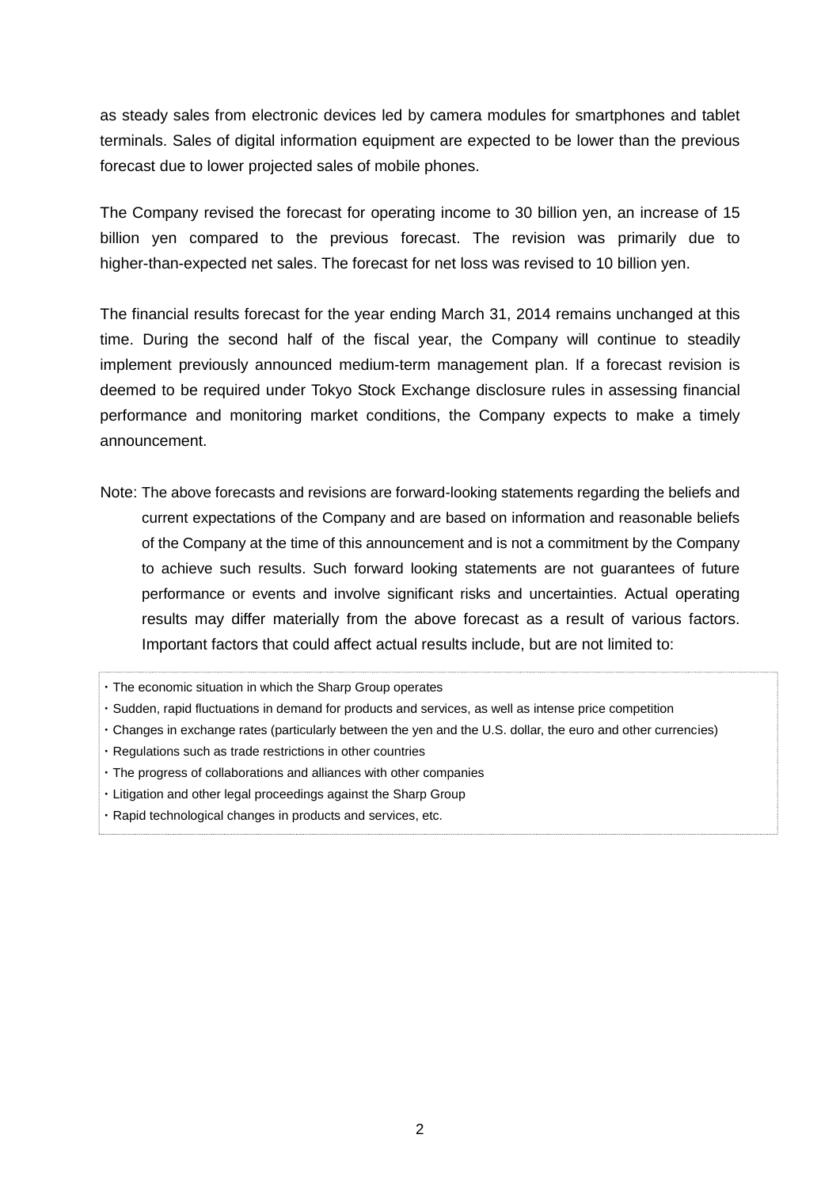as steady sales from electronic devices led by camera modules for smartphones and tablet terminals. Sales of digital information equipment are expected to be lower than the previous forecast due to lower projected sales of mobile phones.

The Company revised the forecast for operating income to 30 billion yen, an increase of 15 billion yen compared to the previous forecast. The revision was primarily due to higher-than-expected net sales. The forecast for net loss was revised to 10 billion yen.

The financial results forecast for the year ending March 31, 2014 remains unchanged at this time. During the second half of the fiscal year, the Company will continue to steadily implement previously announced medium-term management plan. If a forecast revision is deemed to be required under Tokyo Stock Exchange disclosure rules in assessing financial performance and monitoring market conditions, the Company expects to make a timely announcement.

Note: The above forecasts and revisions are forward-looking statements regarding the beliefs and current expectations of the Company and are based on information and reasonable beliefs of the Company at the time of this announcement and is not a commitment by the Company to achieve such results. Such forward looking statements are not guarantees of future performance or events and involve significant risks and uncertainties. Actual operating results may differ materially from the above forecast as a result of various factors. Important factors that could affect actual results include, but are not limited to:

・The economic situation in which the Sharp Group operates
・Sudden, rapid fluctuations in demand for products and services, as well as intense price competition
・Changes in exchange rates (particularly between the yen and the U.S. dollar, the euro and other currencies)
・Regulations such as trade restrictions in other countries
・The progress of collaborations and alliances with other companies
・Litigation and other legal proceedings against the Sharp Group
・Rapid technological changes in products and services, etc.